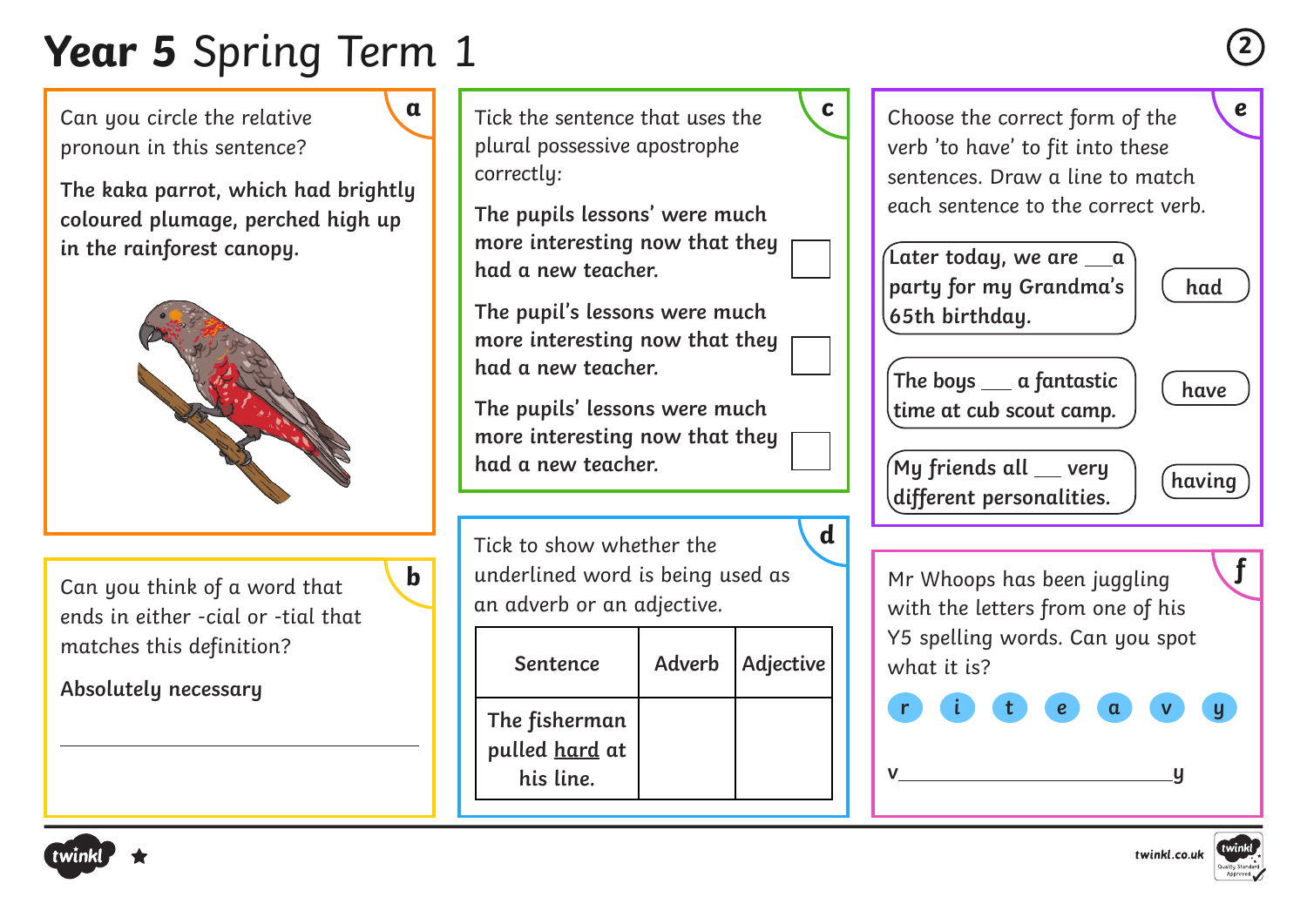# **Year 5** Spring Term 1

## a

Can you circle the relative pronoun in this sentence?

**The kaka parrot, which had brightly coloured plumage, perched high up in the rainforest canopy.**

## b

Can you think of a word that ends in either -cial or -tial that matches this definition?

**Absolutely necessary**

______________________________

## c

Tick the sentence that uses the plural possessive apostrophe correctly:

**The pupils lessons' were much more interesting now that they had a new teacher.** ☐

**The pupil's lessons were much more interesting now that they had a new teacher.** ☐

**The pupils' lessons were much more interesting now that they had a new teacher.** ☐

## d

Tick to show whether the underlined word is being used as an adverb or an adjective.

| Sentence | Adverb | Adjective |
| --- | --- | --- |
| The fisherman pulled <u>hard</u> at his line. | | |

## e

Choose the correct form of the verb 'to have' to fit into these sentences. Draw a line to match each sentence to the correct verb.

| Sentence | Verb |
| --- | --- |
| Later today, we are ___ a party for my Grandma's 65th birthday. | had |
| The boys ___ a fantastic time at cub scout camp. | have |
| My friends all ___ very different personalities. | having |

## f

Mr Whoops has been juggling with the letters from one of his Y5 spelling words. Can you spot what it is?

r  i  t  e  a  v  y

v______________________y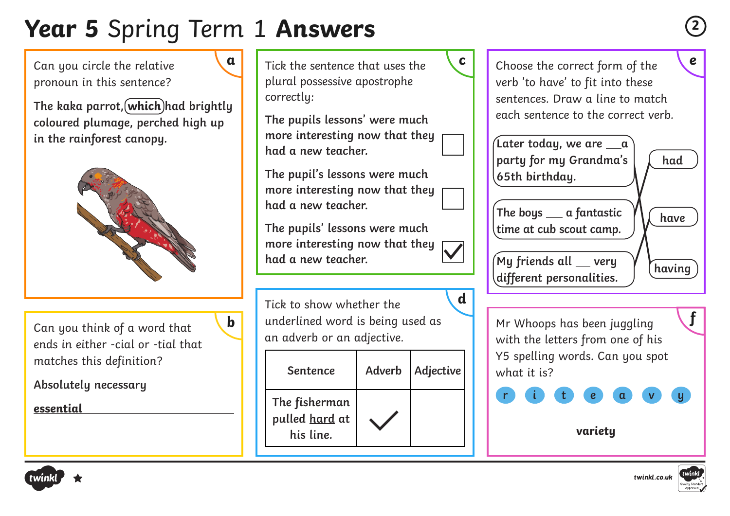# **Year 5** Spring Term 1 **Answers**

## a

Can you circle the relative pronoun in this sentence?

**The kaka parrot, (which) had brightly coloured plumage, perched high up in the rainforest canopy.**

## b

Can you think of a word that ends in either -cial or -tial that matches this definition?

**Absolutely necessary**

***essential***

## c

Tick the sentence that uses the plural possessive apostrophe correctly:

| Sentence | Tick |
|---|---|
| **The pupils lessons' were much more interesting now that they had a new teacher.** | ☐ |
| **The pupil's lessons were much more interesting now that they had a new teacher.** | ☐ |
| **The pupils' lessons were much more interesting now that they had a new teacher.** | ☑ |

## d

Tick to show whether the underlined word is being used as an adverb or an adjective.

| Sentence | Adverb | Adjective |
|---|---|---|
| The fisherman pulled <u>hard</u> at his line. | ✓ | |

## e

Choose the correct form of the verb 'to have' to fit into these sentences. Draw a line to match each sentence to the correct verb.

- Later today, we are ___ a party for my Grandma's 65th birthday. → **having**
- The boys ___ a fantastic time at cub scout camp. → **had**
- My friends all ___ very different personalities. → **have**

## f

Mr Whoops has been juggling with the letters from one of his Y5 spelling words. Can you spot what it is?

r i t e a v y

**variety**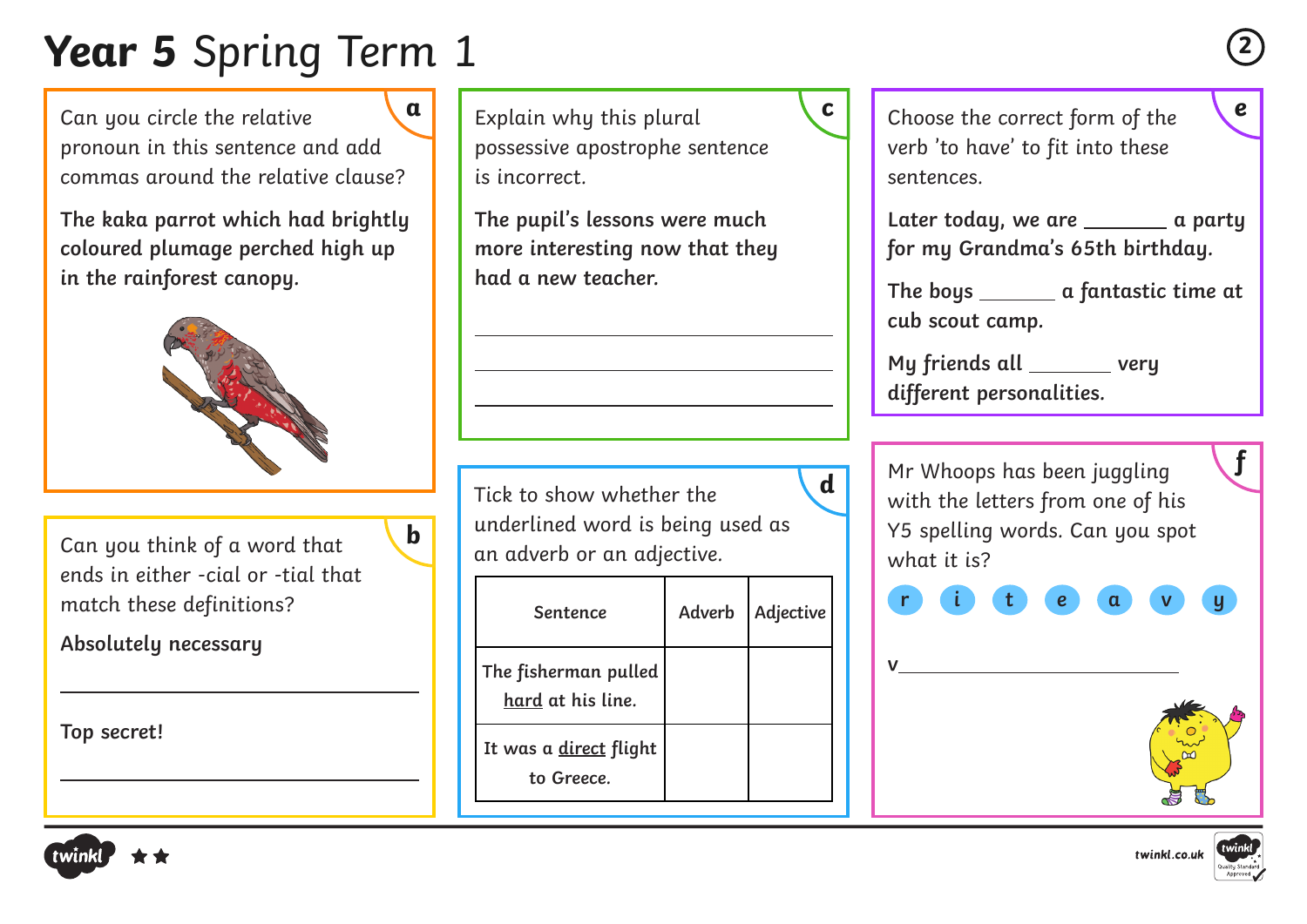# **Year 5** Spring Term 1

## a

Can you circle the relative pronoun in this sentence and add commas around the relative clause?

**The kaka parrot which had brightly coloured plumage perched high up in the rainforest canopy.**

## b

Can you think of a word that ends in either -cial or -tial that match these definitions?

**Absolutely necessary**

______________________________

**Top secret!**

______________________________

## c

Explain why this plural possessive apostrophe sentence is incorrect.

**The pupil's lessons were much more interesting now that they had a new teacher.**

______________________________

______________________________

______________________________

## d

Tick to show whether the underlined word is being used as an adverb or an adjective.

| Sentence | Adverb | Adjective |
|---|---|---|
| The fisherman pulled <u>hard</u> at his line. | | |
| It was a <u>direct</u> flight to Greece. | | |

## e

Choose the correct form of the verb 'to have' to fit into these sentences.

**Later today, we are _______ a party for my Grandma's 65th birthday.**

**The boys _______ a fantastic time at cub scout camp.**

**My friends all _______ very different personalities.**

## f

Mr Whoops has been juggling with the letters from one of his Y5 spelling words. Can you spot what it is?

r i t e a v y

v______________________________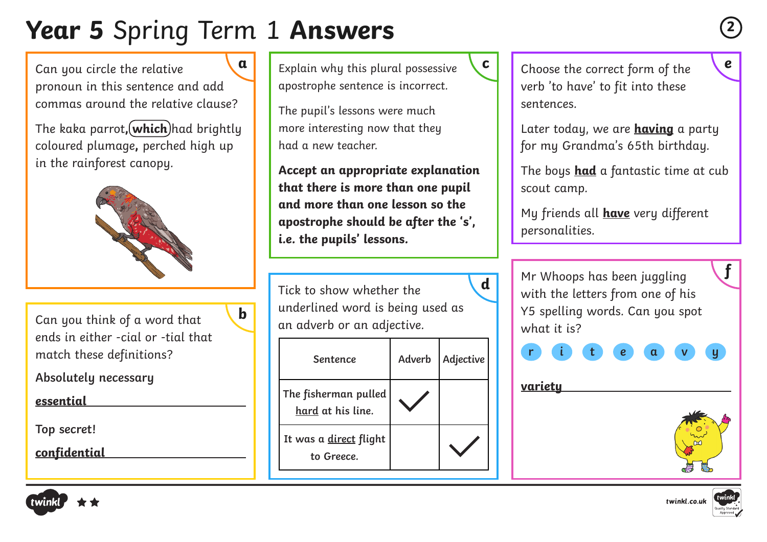# **Year 5** Spring Term 1 **Answers**

## a

Can you circle the relative pronoun in this sentence and add commas around the relative clause?

The kaka parrot**,** (**which**) had brightly coloured plumage**,** perched high up in the rainforest canopy.

## b

Can you think of a word that ends in either -cial or -tial that match these definitions?

Absolutely necessary

**essential**

Top secret!

**confidential**

## c

Explain why this plural possessive apostrophe sentence is incorrect.

The pupil's lessons were much more interesting now that they had a new teacher.

**Accept an appropriate explanation that there is more than one pupil and more than one lesson so the apostrophe should be after the 's', i.e. the pupils' lessons.**

## d

Tick to show whether the underlined word is being used as an adverb or an adjective.

| Sentence | Adverb | Adjective |
|---|---|---|
| The fisherman pulled hard at his line. | ✓ | |
| It was a direct flight to Greece. | | ✓ |

## e

Choose the correct form of the verb 'to have' to fit into these sentences.

Later today, we are **having** a party for my Grandma's 65th birthday.

The boys **had** a fantastic time at cub scout camp.

My friends all **have** very different personalities.

## f

Mr Whoops has been juggling with the letters from one of his Y5 spelling words. Can you spot what it is?

r i t e a v y

**variety**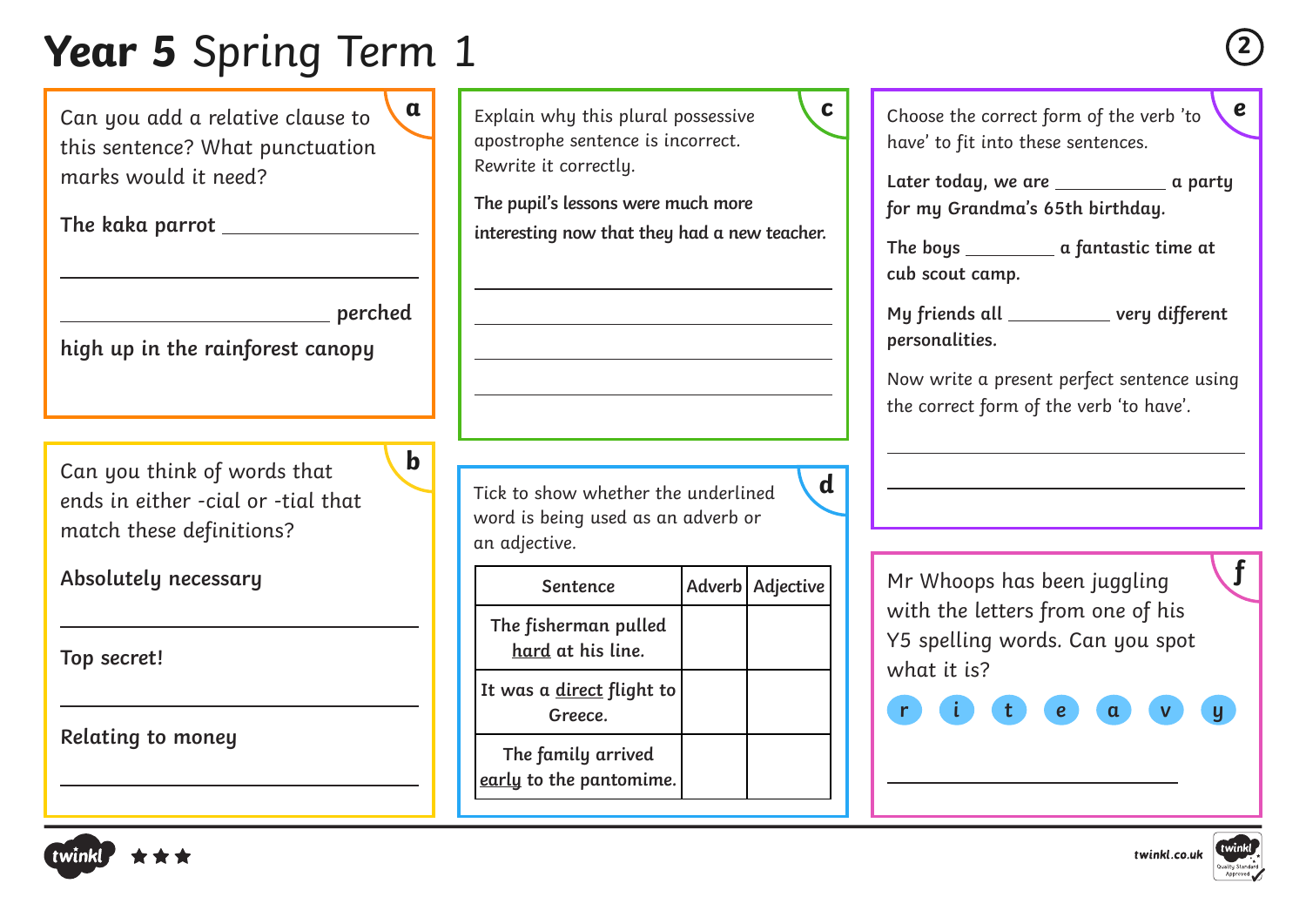# **Year 5** Spring Term 1

## a

Can you add a relative clause to this sentence? What punctuation marks would it need?

**The kaka parrot** ____________________

____________________________________

____________________________ **perched high up in the rainforest canopy**

## b

Can you think of words that ends in either -cial or -tial that match these definitions?

**Absolutely necessary**

____________________________________

**Top secret!**

____________________________________

**Relating to money**

____________________________________

## c

Explain why this plural possessive apostrophe sentence is incorrect. Rewrite it correctly.

**The pupil's lessons were much more interesting now that they had a new teacher.**

____________________________________

____________________________________

____________________________________

____________________________________

## d

Tick to show whether the underlined word is being used as an adverb or an adjective.

| Sentence | Adverb | Adjective |
|---|---|---|
| The fisherman pulled <u>hard</u> at his line. | | |
| It was a <u>direct</u> flight to Greece. | | |
| The family arrived <u>early</u> to the pantomime. | | |

## e

Choose the correct form of the verb 'to have' to fit into these sentences.

**Later today, we are __________ a party for my Grandma's 65th birthday.**

**The boys ________ a fantastic time at cub scout camp.**

**My friends all _________ very different personalities.**

Now write a present perfect sentence using the correct form of the verb 'to have'.

____________________________________

____________________________________

## f

Mr Whoops has been juggling with the letters from one of his Y5 spelling words. Can you spot what it is?

r i t e a v y

____________________________________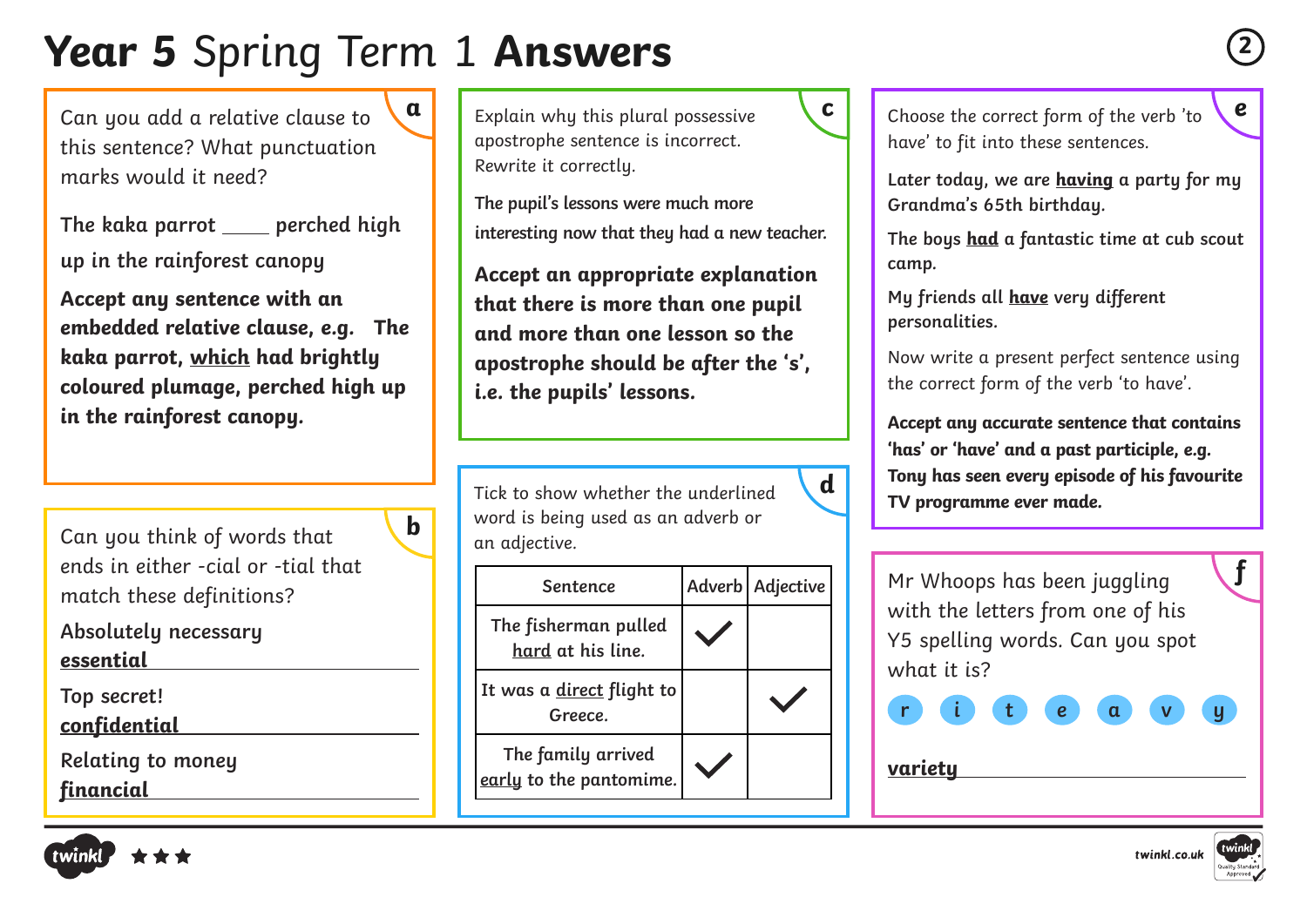# **Year 5** Spring Term 1 **Answers**

## a

Can you add a relative clause to this sentence? What punctuation marks would it need?

The kaka parrot ____ perched high up in the rainforest canopy

**Accept any sentence with an embedded relative clause, e.g. The kaka parrot, <u>which</u> had brightly coloured plumage, perched high up in the rainforest canopy.**

## b

Can you think of words that ends in either -cial or -tial that match these definitions?

Absolutely necessary
**<u>essential</u>**

Top secret!
**<u>confidential</u>**

Relating to money
**<u>financial</u>**

## c

Explain why this plural possessive apostrophe sentence is incorrect. Rewrite it correctly.

The pupil's lessons were much more interesting now that they had a new teacher.

**Accept an appropriate explanation that there is more than one pupil and more than one lesson so the apostrophe should be after the 's', i.e. the pupils' lessons.**

## d

Tick to show whether the underlined word is being used as an adverb or an adjective.

| Sentence | Adverb | Adjective |
|---|---|---|
| The fisherman pulled <u>hard</u> at his line. | ✓ | |
| It was a <u>direct</u> flight to Greece. | | ✓ |
| The family arrived <u>early</u> to the pantomime. | ✓ | |

## e

Choose the correct form of the verb 'to have' to fit into these sentences.

**Later today, we are <u>having</u> a party for my Grandma's 65th birthday.**

**The boys <u>had</u> a fantastic time at cub scout camp.**

**My friends all <u>have</u> very different personalities.**

Now write a present perfect sentence using the correct form of the verb 'to have'.

**Accept any accurate sentence that contains 'has' or 'have' and a past participle, e.g. Tony has seen every episode of his favourite TV programme ever made.**

## f

Mr Whoops has been juggling with the letters from one of his Y5 spelling words. Can you spot what it is?

r i t e a v y

**<u>variety</u>**